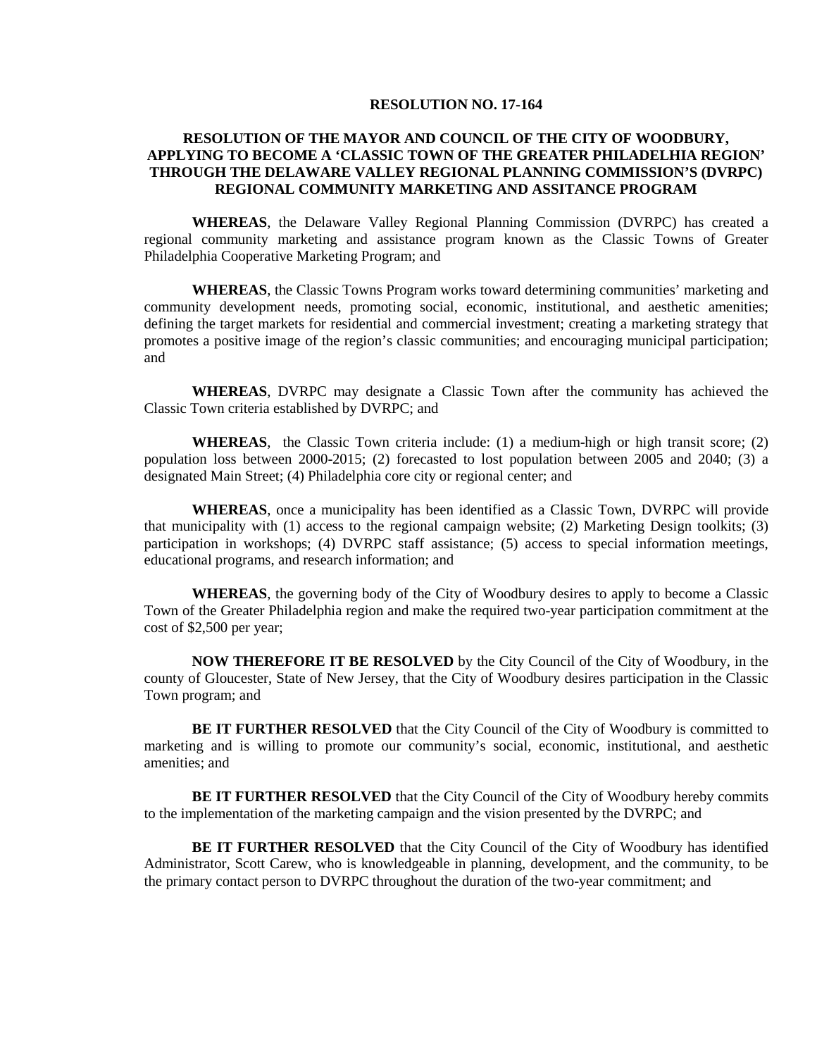# RESOLUTION NO. 17-164

## RESOLUTION OF THE MAYOR AND COUNCIL OF THE CITY OF WOODBURY, APPLYING TO BECOME A 'CLASSIC TOWN OF THE GREATER PHILADELHIA REGION' THROUGH THE DELAWARE VALLEY REGIONAL PLANNING COMMISSION'S (DVRPC) REGIONAL COMMUNITY MARKETING AND ASSITANCE PROGRAM

**WHEREAS**, the Delaware Valley Regional Planning Commission (DVRPC) has created a regional community marketing and assistance program known as the Classic Towns of Greater Philadelphia Cooperative Marketing Program; and

**WHEREAS**, the Classic Towns Program works toward determining communities' marketing and community development needs, promoting social, economic, institutional, and aesthetic amenities; defining the target markets for residential and commercial investment; creating a marketing strategy that promotes a positive image of the region's classic communities; and encouraging municipal participation; and

**WHEREAS**, DVRPC may designate a Classic Town after the community has achieved the Classic Town criteria established by DVRPC; and

**WHEREAS**, the Classic Town criteria include: (1) a medium-high or high transit score; (2) population loss between 2000-2015; (2) forecasted to lost population between 2005 and 2040; (3) a designated Main Street; (4) Philadelphia core city or regional center; and

**WHEREAS**, once a municipality has been identified as a Classic Town, DVRPC will provide that municipality with (1) access to the regional campaign website; (2) Marketing Design toolkits; (3) participation in workshops; (4) DVRPC staff assistance; (5) access to special information meetings, educational programs, and research information; and

**WHEREAS**, the governing body of the City of Woodbury desires to apply to become a Classic Town of the Greater Philadelphia region and make the required two-year participation commitment at the cost of $2,500 per year;

**NOW THEREFORE IT BE RESOLVED** by the City Council of the City of Woodbury, in the county of Gloucester, State of New Jersey, that the City of Woodbury desires participation in the Classic Town program; and

**BE IT FURTHER RESOLVED** that the City Council of the City of Woodbury is committed to marketing and is willing to promote our community's social, economic, institutional, and aesthetic amenities; and

**BE IT FURTHER RESOLVED** that the City Council of the City of Woodbury hereby commits to the implementation of the marketing campaign and the vision presented by the DVRPC; and

**BE IT FURTHER RESOLVED** that the City Council of the City of Woodbury has identified Administrator, Scott Carew, who is knowledgeable in planning, development, and the community, to be the primary contact person to DVRPC throughout the duration of the two-year commitment; and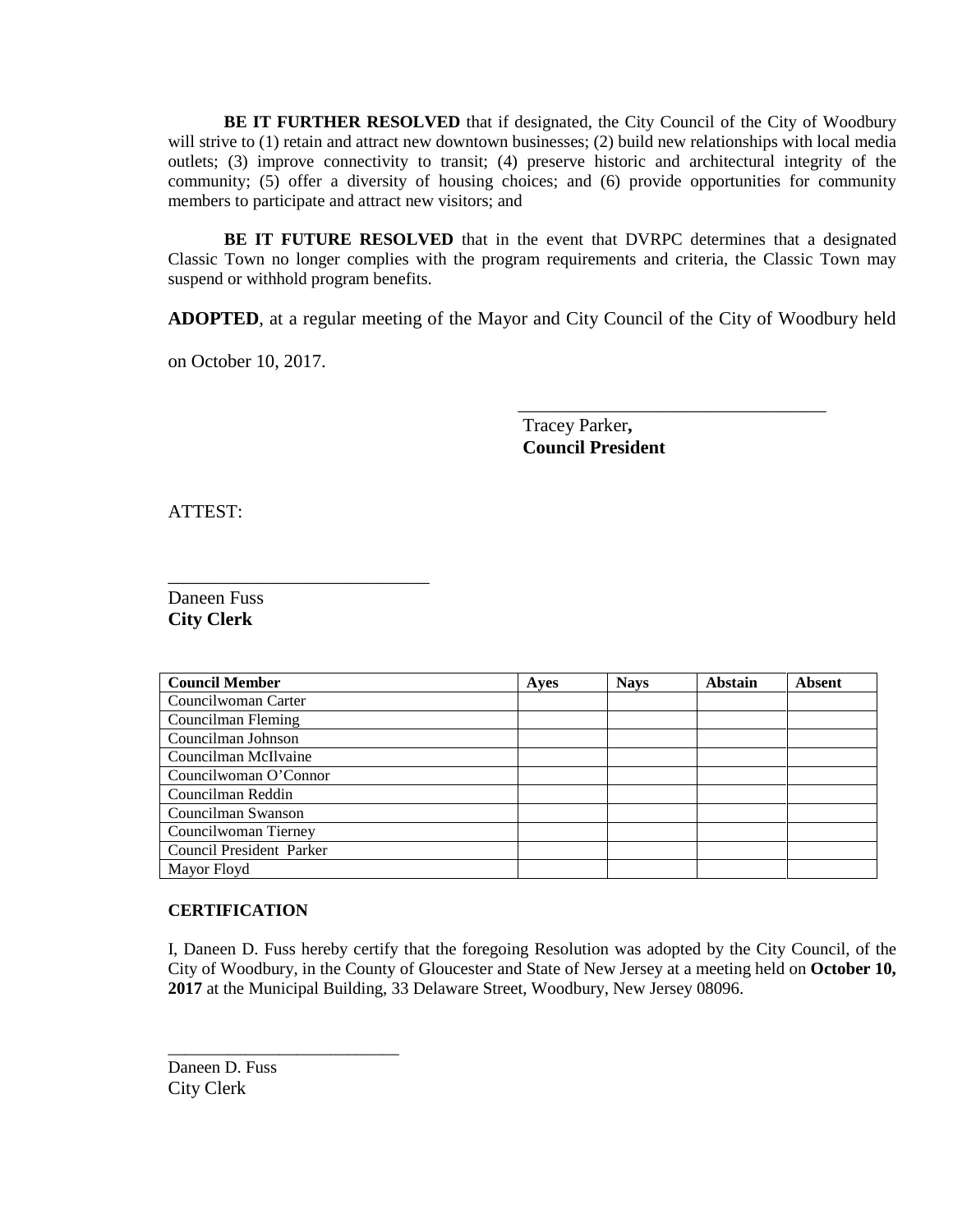**BE IT FURTHER RESOLVED** that if designated, the City Council of the City of Woodbury will strive to (1) retain and attract new downtown businesses; (2) build new relationships with local media outlets; (3) improve connectivity to transit; (4) preserve historic and architectural integrity of the community; (5) offer a diversity of housing choices; and (6) provide opportunities for community members to participate and attract new visitors; and

**BE IT FUTURE RESOLVED** that in the event that DVRPC determines that a designated Classic Town no longer complies with the program requirements and criteria, the Classic Town may suspend or withhold program benefits.

**ADOPTED**, at a regular meeting of the Mayor and City Council of the City of Woodbury held on October 10, 2017.

___________________________________

Tracey Parker**,**
**Council President**

ATTEST:

_____________________________

Daneen Fuss
**City Clerk**

| **Council Member** | **Ayes** | **Nays** | **Abstain** | **Absent** |
|---|---|---|---|---|
| Councilwoman Carter | | | | |
| Councilman Fleming | | | | |
| Councilman Johnson | | | | |
| Councilman McIlvaine | | | | |
| Councilwoman O'Connor | | | | |
| Councilman Reddin | | | | |
| Councilman Swanson | | | | |
| Councilwoman Tierney | | | | |
| Council President Parker | | | | |
| Mayor Floyd | | | | |

**CERTIFICATION**

I, Daneen D. Fuss hereby certify that the foregoing Resolution was adopted by the City Council, of the City of Woodbury, in the County of Gloucester and State of New Jersey at a meeting held on **October 10, 2017** at the Municipal Building, 33 Delaware Street, Woodbury, New Jersey 08096.

__________________________

Daneen D. Fuss
City Clerk